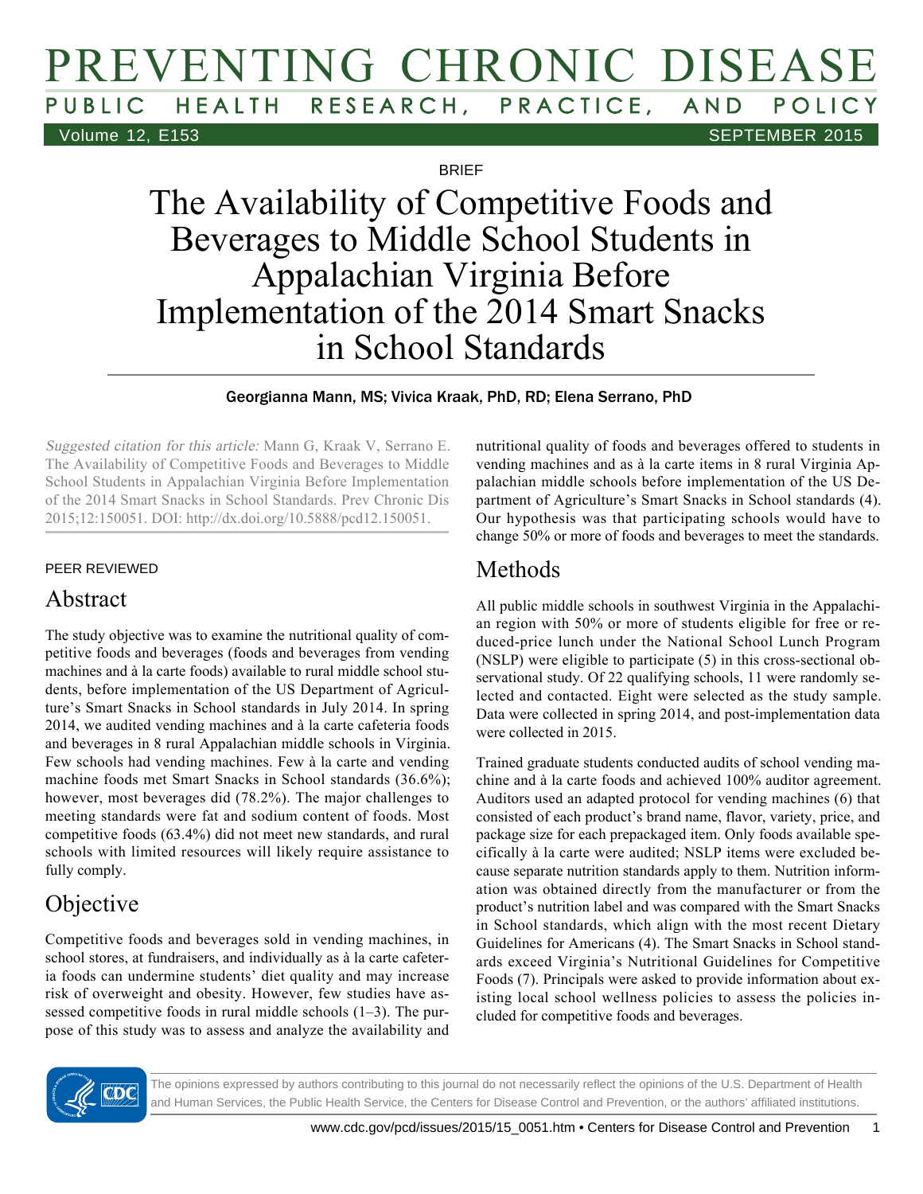BRIEF

# The Availability of Competitive Foods and Beverages to Middle School Students in Appalachian Virginia Before Implementation of the 2014 Smart Snacks in School Standards

Georgianna Mann, MS; Vivica Kraak, PhD, RD; Elena Serrano, PhD

*Suggested citation for this article:* Mann G, Kraak V, Serrano E. The Availability of Competitive Foods and Beverages to Middle School Students in Appalachian Virginia Before Implementation of the 2014 Smart Snacks in School Standards. Prev Chronic Dis 2015;12:150051. DOI: http://dx.doi.org/10.5888/pcd12.150051.

PEER REVIEWED

## Abstract

The study objective was to examine the nutritional quality of competitive foods and beverages (foods and beverages from vending machines and à la carte foods) available to rural middle school students, before implementation of the US Department of Agriculture's Smart Snacks in School standards in July 2014. In spring 2014, we audited vending machines and à la carte cafeteria foods and beverages in 8 rural Appalachian middle schools in Virginia. Few schools had vending machines. Few à la carte and vending machine foods met Smart Snacks in School standards (36.6%); however, most beverages did (78.2%). The major challenges to meeting standards were fat and sodium content of foods. Most competitive foods (63.4%) did not meet new standards, and rural schools with limited resources will likely require assistance to fully comply.

## Objective

Competitive foods and beverages sold in vending machines, in school stores, at fundraisers, and individually as à la carte cafeteria foods can undermine students' diet quality and may increase risk of overweight and obesity. However, few studies have assessed competitive foods in rural middle schools (1–3). The purpose of this study was to assess and analyze the availability and nutritional quality of foods and beverages offered to students in vending machines and as à la carte items in 8 rural Virginia Appalachian middle schools before implementation of the US Department of Agriculture's Smart Snacks in School standards (4). Our hypothesis was that participating schools would have to change 50% or more of foods and beverages to meet the standards.

## Methods

All public middle schools in southwest Virginia in the Appalachian region with 50% or more of students eligible for free or reduced-price lunch under the National School Lunch Program (NSLP) were eligible to participate (5) in this cross-sectional observational study. Of 22 qualifying schools, 11 were randomly selected and contacted. Eight were selected as the study sample. Data were collected in spring 2014, and post-implementation data were collected in 2015.

Trained graduate students conducted audits of school vending machine and à la carte foods and achieved 100% auditor agreement. Auditors used an adapted protocol for vending machines (6) that consisted of each product's brand name, flavor, variety, price, and package size for each prepackaged item. Only foods available specifically à la carte were audited; NSLP items were excluded because separate nutrition standards apply to them. Nutrition information was obtained directly from the manufacturer or from the product's nutrition label and was compared with the Smart Snacks in School standards, which align with the most recent Dietary Guidelines for Americans (4). The Smart Snacks in School standards exceed Virginia's Nutritional Guidelines for Competitive Foods (7). Principals were asked to provide information about existing local school wellness policies to assess the policies included for competitive foods and beverages.

The opinions expressed by authors contributing to this journal do not necessarily reflect the opinions of the U.S. Department of Health and Human Services, the Public Health Service, the Centers for Disease Control and Prevention, or the authors' affiliated institutions.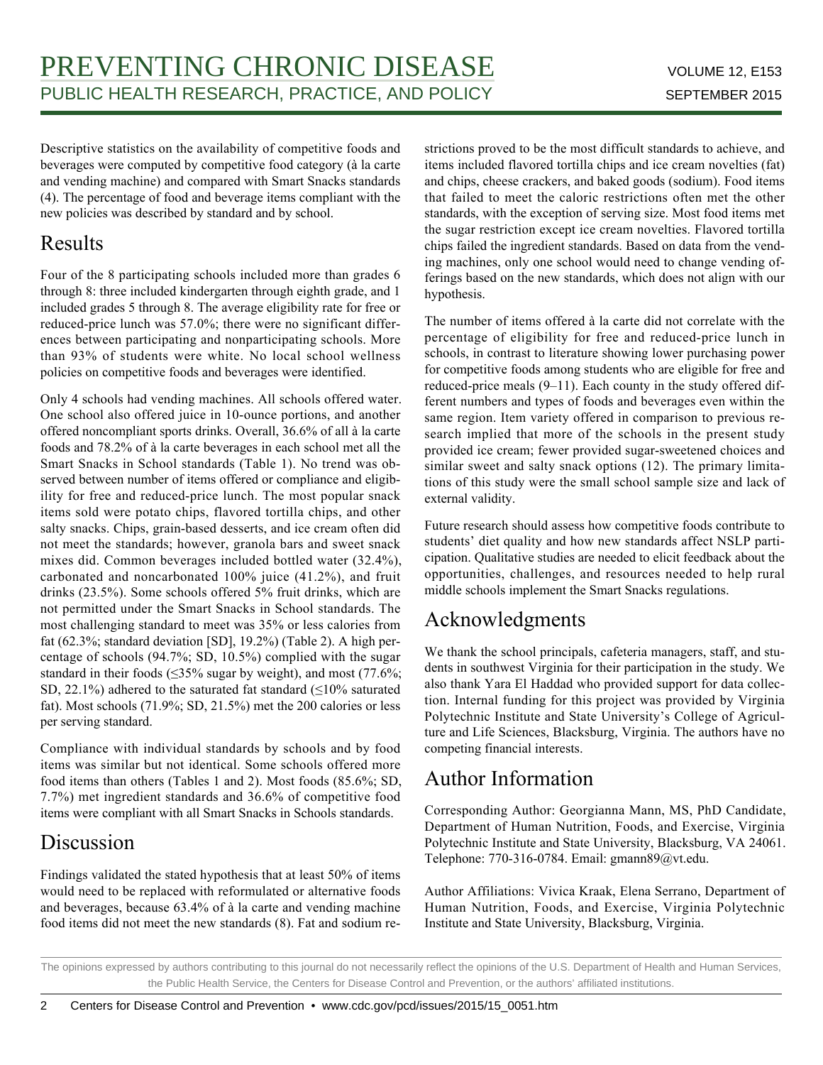Descriptive statistics on the availability of competitive foods and beverages were computed by competitive food category (à la carte and vending machine) and compared with Smart Snacks standards (4). The percentage of food and beverage items compliant with the new policies was described by standard and by school.

## Results

Four of the 8 participating schools included more than grades 6 through 8: three included kindergarten through eighth grade, and 1 included grades 5 through 8. The average eligibility rate for free or reduced-price lunch was 57.0%; there were no significant differences between participating and nonparticipating schools. More than 93% of students were white. No local school wellness policies on competitive foods and beverages were identified.

Only 4 schools had vending machines. All schools offered water. One school also offered juice in 10-ounce portions, and another offered noncompliant sports drinks. Overall, 36.6% of all à la carte foods and 78.2% of à la carte beverages in each school met all the Smart Snacks in School standards (Table 1). No trend was observed between number of items offered or compliance and eligibility for free and reduced-price lunch. The most popular snack items sold were potato chips, flavored tortilla chips, and other salty snacks. Chips, grain-based desserts, and ice cream often did not meet the standards; however, granola bars and sweet snack mixes did. Common beverages included bottled water (32.4%), carbonated and noncarbonated 100% juice (41.2%), and fruit drinks (23.5%). Some schools offered 5% fruit drinks, which are not permitted under the Smart Snacks in School standards. The most challenging standard to meet was 35% or less calories from fat (62.3%; standard deviation [SD], 19.2%) (Table 2). A high percentage of schools (94.7%; SD, 10.5%) complied with the sugar standard in their foods (≤35% sugar by weight), and most (77.6%; SD, 22.1%) adhered to the saturated fat standard (≤10% saturated fat). Most schools (71.9%; SD, 21.5%) met the 200 calories or less per serving standard.

Compliance with individual standards by schools and by food items was similar but not identical. Some schools offered more food items than others (Tables 1 and 2). Most foods (85.6%; SD, 7.7%) met ingredient standards and 36.6% of competitive food items were compliant with all Smart Snacks in Schools standards.

## Discussion

Findings validated the stated hypothesis that at least 50% of items would need to be replaced with reformulated or alternative foods and beverages, because 63.4% of à la carte and vending machine food items did not meet the new standards (8). Fat and sodium restrictions proved to be the most difficult standards to achieve, and items included flavored tortilla chips and ice cream novelties (fat) and chips, cheese crackers, and baked goods (sodium). Food items that failed to meet the caloric restrictions often met the other standards, with the exception of serving size. Most food items met the sugar restriction except ice cream novelties. Flavored tortilla chips failed the ingredient standards. Based on data from the vending machines, only one school would need to change vending offerings based on the new standards, which does not align with our hypothesis.

The number of items offered à la carte did not correlate with the percentage of eligibility for free and reduced-price lunch in schools, in contrast to literature showing lower purchasing power for competitive foods among students who are eligible for free and reduced-price meals (9–11). Each county in the study offered different numbers and types of foods and beverages even within the same region. Item variety offered in comparison to previous research implied that more of the schools in the present study provided ice cream; fewer provided sugar-sweetened choices and similar sweet and salty snack options (12). The primary limitations of this study were the small school sample size and lack of external validity.

Future research should assess how competitive foods contribute to students' diet quality and how new standards affect NSLP participation. Qualitative studies are needed to elicit feedback about the opportunities, challenges, and resources needed to help rural middle schools implement the Smart Snacks regulations.

## Acknowledgments

We thank the school principals, cafeteria managers, staff, and students in southwest Virginia for their participation in the study. We also thank Yara El Haddad who provided support for data collection. Internal funding for this project was provided by Virginia Polytechnic Institute and State University's College of Agriculture and Life Sciences, Blacksburg, Virginia. The authors have no competing financial interests.

## Author Information

Corresponding Author: Georgianna Mann, MS, PhD Candidate, Department of Human Nutrition, Foods, and Exercise, Virginia Polytechnic Institute and State University, Blacksburg, VA 24061. Telephone: 770-316-0784. Email: gmann89@vt.edu.

Author Affiliations: Vivica Kraak, Elena Serrano, Department of Human Nutrition, Foods, and Exercise, Virginia Polytechnic Institute and State University, Blacksburg, Virginia.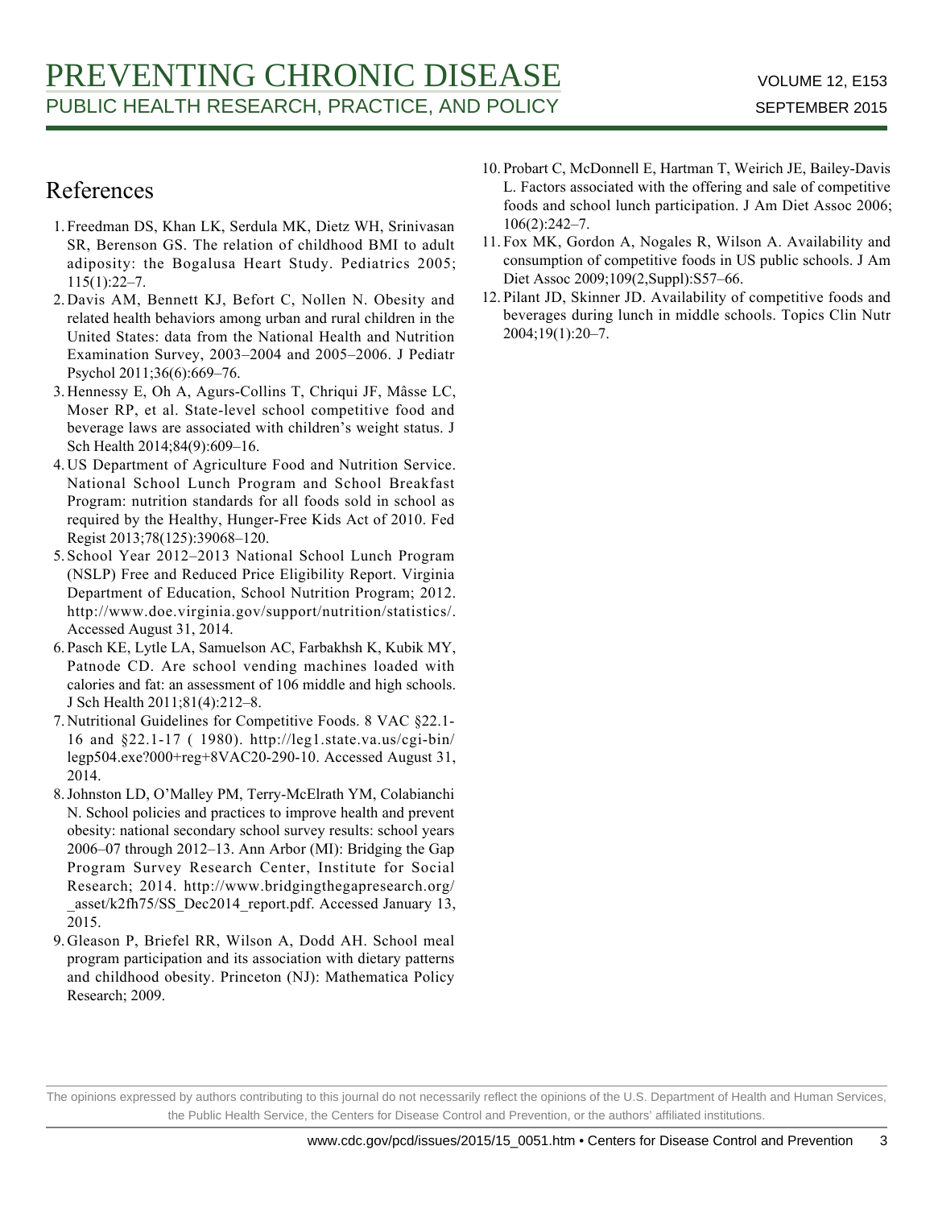## References

1. Freedman DS, Khan LK, Serdula MK, Dietz WH, Srinivasan SR, Berenson GS. The relation of childhood BMI to adult adiposity: the Bogalusa Heart Study. Pediatrics 2005; 115(1):22–7.
2. Davis AM, Bennett KJ, Befort C, Nollen N. Obesity and related health behaviors among urban and rural children in the United States: data from the National Health and Nutrition Examination Survey, 2003–2004 and 2005–2006. J Pediatr Psychol 2011;36(6):669–76.
3. Hennessy E, Oh A, Agurs-Collins T, Chriqui JF, Mâsse LC, Moser RP, et al. State-level school competitive food and beverage laws are associated with children's weight status. J Sch Health 2014;84(9):609–16.
4. US Department of Agriculture Food and Nutrition Service. National School Lunch Program and School Breakfast Program: nutrition standards for all foods sold in school as required by the Healthy, Hunger-Free Kids Act of 2010. Fed Regist 2013;78(125):39068–120.
5. School Year 2012–2013 National School Lunch Program (NSLP) Free and Reduced Price Eligibility Report. Virginia Department of Education, School Nutrition Program; 2012. http://www.doe.virginia.gov/support/nutrition/statistics/. Accessed August 31, 2014.
6. Pasch KE, Lytle LA, Samuelson AC, Farbakhsh K, Kubik MY, Patnode CD. Are school vending machines loaded with calories and fat: an assessment of 106 middle and high schools. J Sch Health 2011;81(4):212–8.
7. Nutritional Guidelines for Competitive Foods. 8 VAC §22.1-16 and §22.1-17 ( 1980). http://leg1.state.va.us/cgi-bin/legp504.exe?000+reg+8VAC20-290-10. Accessed August 31, 2014.
8. Johnston LD, O'Malley PM, Terry-McElrath YM, Colabianchi N. School policies and practices to improve health and prevent obesity: national secondary school survey results: school years 2006–07 through 2012–13. Ann Arbor (MI): Bridging the Gap Program Survey Research Center, Institute for Social Research; 2014. http://www.bridgingthegapresearch.org/_asset/k2fh75/SS_Dec2014_report.pdf. Accessed January 13, 2015.
9. Gleason P, Briefel RR, Wilson A, Dodd AH. School meal program participation and its association with dietary patterns and childhood obesity. Princeton (NJ): Mathematica Policy Research; 2009.
10. Probart C, McDonnell E, Hartman T, Weirich JE, Bailey-Davis L. Factors associated with the offering and sale of competitive foods and school lunch participation. J Am Diet Assoc 2006; 106(2):242–7.
11. Fox MK, Gordon A, Nogales R, Wilson A. Availability and consumption of competitive foods in US public schools. J Am Diet Assoc 2009;109(2,Suppl):S57–66.
12. Pilant JD, Skinner JD. Availability of competitive foods and beverages during lunch in middle schools. Topics Clin Nutr 2004;19(1):20–7.

The opinions expressed by authors contributing to this journal do not necessarily reflect the opinions of the U.S. Department of Health and Human Services, the Public Health Service, the Centers for Disease Control and Prevention, or the authors' affiliated institutions.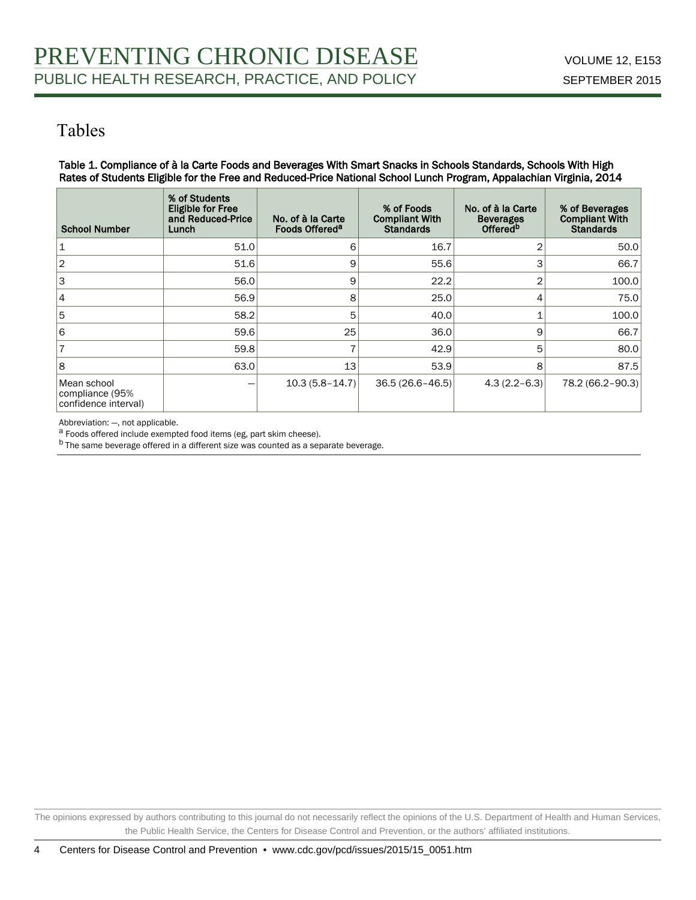# Tables

**Table 1. Compliance of à la Carte Foods and Beverages With Smart Snacks in Schools Standards, Schools With High Rates of Students Eligible for the Free and Reduced-Price National School Lunch Program, Appalachian Virginia, 2014**

| School Number | % of Students Eligible for Free and Reduced-Price Lunch | No. of à la Carte Foods Offered[a] | % of Foods Compliant With Standards | No. of à la Carte Beverages Offered[b] | % of Beverages Compliant With Standards |
|---|---|---|---|---|---|
| 1 | 51.0 | 6 | 16.7 | 2 | 50.0 |
| 2 | 51.6 | 9 | 55.6 | 3 | 66.7 |
| 3 | 56.0 | 9 | 22.2 | 2 | 100.0 |
| 4 | 56.9 | 8 | 25.0 | 4 | 75.0 |
| 5 | 58.2 | 5 | 40.0 | 1 | 100.0 |
| 6 | 59.6 | 25 | 36.0 | 9 | 66.7 |
| 7 | 59.8 | 7 | 42.9 | 5 | 80.0 |
| 8 | 63.0 | 13 | 53.9 | 8 | 87.5 |
| Mean school compliance (95% confidence interval) | — | 10.3 (5.8–14.7) | 36.5 (26.6–46.5) | 4.3 (2.2–6.3) | 78.2 (66.2–90.3) |

Abbreviation: —, not applicable.

[a] Foods offered include exempted food items (eg, part skim cheese).

[b] The same beverage offered in a different size was counted as a separate beverage.

The opinions expressed by authors contributing to this journal do not necessarily reflect the opinions of the U.S. Department of Health and Human Services, the Public Health Service, the Centers for Disease Control and Prevention, or the authors' affiliated institutions.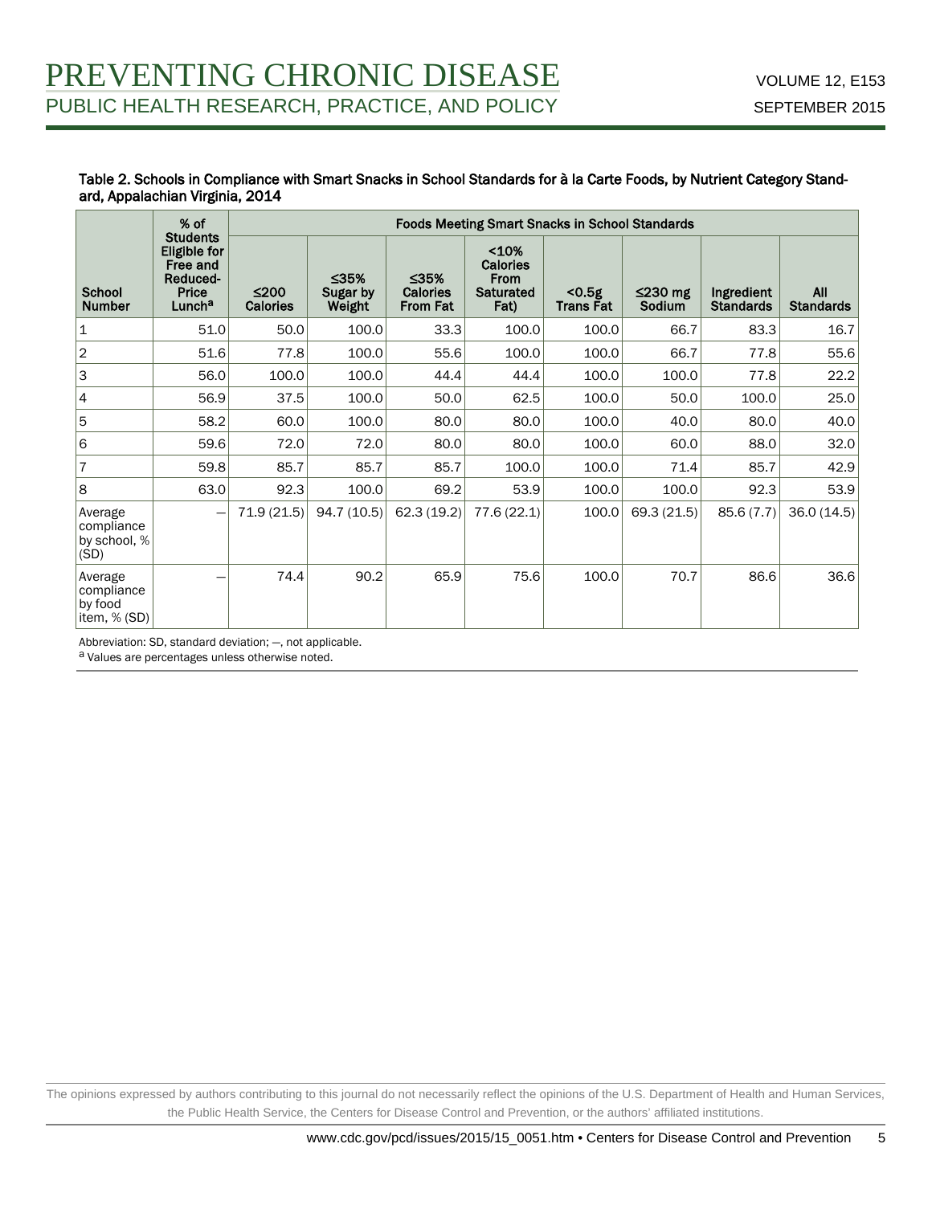Table 2. Schools in Compliance with Smart Snacks in School Standards for à la Carte Foods, by Nutrient Category Standard, Appalachian Virginia, 2014

| School Number | % of Students Eligible for Free and Reduced-Price Lunch[a] | Foods Meeting Smart Snacks in School Standards | | | | | | | |
|---|---|---|---|---|---|---|---|---|---|
| | | ≤200 Calories | ≤35% Sugar by Weight | ≤35% Calories From Fat | <10% Calories From Saturated Fat) | <0.5g Trans Fat | ≤230 mg Sodium | Ingredient Standards | All Standards |
| 1 | 51.0 | 50.0 | 100.0 | 33.3 | 100.0 | 100.0 | 66.7 | 83.3 | 16.7 |
| 2 | 51.6 | 77.8 | 100.0 | 55.6 | 100.0 | 100.0 | 66.7 | 77.8 | 55.6 |
| 3 | 56.0 | 100.0 | 100.0 | 44.4 | 44.4 | 100.0 | 100.0 | 77.8 | 22.2 |
| 4 | 56.9 | 37.5 | 100.0 | 50.0 | 62.5 | 100.0 | 50.0 | 100.0 | 25.0 |
| 5 | 58.2 | 60.0 | 100.0 | 80.0 | 80.0 | 100.0 | 40.0 | 80.0 | 40.0 |
| 6 | 59.6 | 72.0 | 72.0 | 80.0 | 80.0 | 100.0 | 60.0 | 88.0 | 32.0 |
| 7 | 59.8 | 85.7 | 85.7 | 85.7 | 100.0 | 100.0 | 71.4 | 85.7 | 42.9 |
| 8 | 63.0 | 92.3 | 100.0 | 69.2 | 53.9 | 100.0 | 100.0 | 92.3 | 53.9 |
| Average compliance by school, % (SD) | — | 71.9 (21.5) | 94.7 (10.5) | 62.3 (19.2) | 77.6 (22.1) | 100.0 | 69.3 (21.5) | 85.6 (7.7) | 36.0 (14.5) |
| Average compliance by food item, % (SD) | — | 74.4 | 90.2 | 65.9 | 75.6 | 100.0 | 70.7 | 86.6 | 36.6 |

Abbreviation: SD, standard deviation; —, not applicable.

[a] Values are percentages unless otherwise noted.

The opinions expressed by authors contributing to this journal do not necessarily reflect the opinions of the U.S. Department of Health and Human Services, the Public Health Service, the Centers for Disease Control and Prevention, or the authors' affiliated institutions.